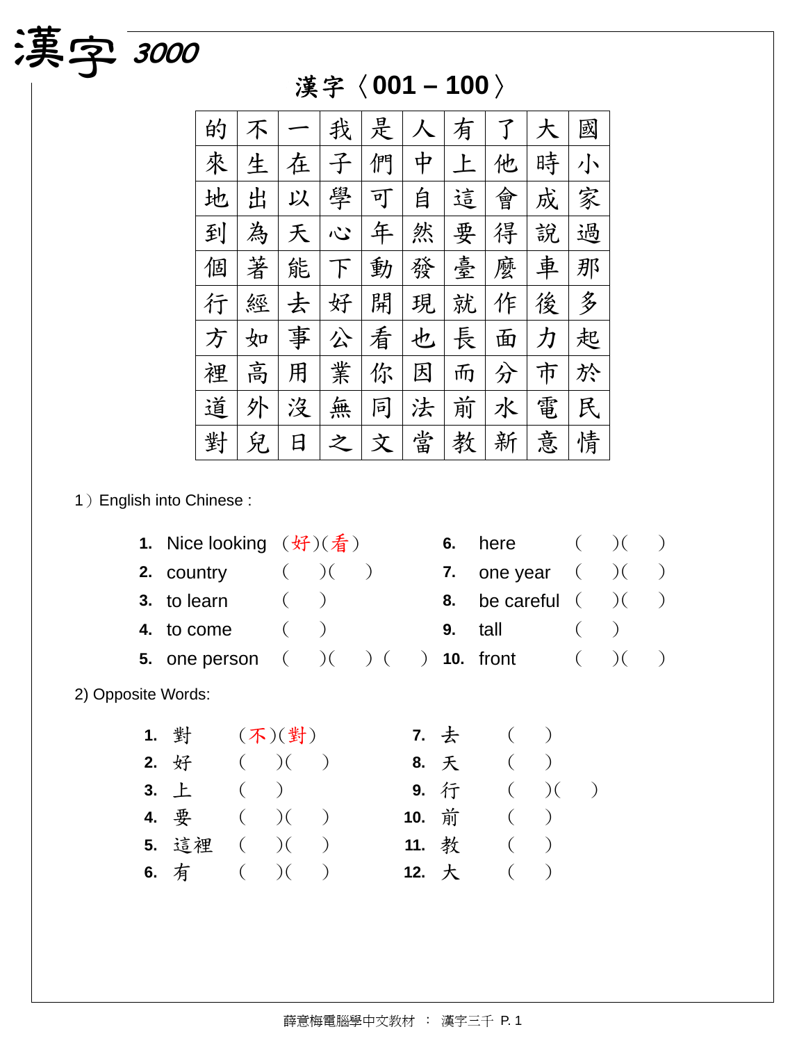# 漢字 3000

## 漢字〈001 – 100〉

| | | | | | | | | | |
|---|---|---|---|---|---|---|---|---|---|
| 的 | 不 | 一 | 我 | 是 | 人 | 有 | 了 | 大 | 國 |
| 來 | 生 | 在 | 子 | 們 | 中 | 上 | 他 | 時 | 小 |
| 地 | 出 | 以 | 學 | 可 | 自 | 這 | 會 | 成 | 家 |
| 到 | 為 | 天 | 心 | 年 | 然 | 要 | 得 | 說 | 過 |
| 個 | 著 | 能 | 下 | 動 | 發 | 臺 | 麼 | 車 | 那 |
| 行 | 經 | 去 | 好 | 開 | 現 | 就 | 作 | 後 | 多 |
| 方 | 如 | 事 | 公 | 看 | 也 | 長 | 面 | 力 | 起 |
| 裡 | 高 | 用 | 業 | 你 | 因 | 而 | 分 | 市 | 於 |
| 道 | 外 | 沒 | 無 | 同 | 法 | 前 | 水 | 電 | 民 |
| 對 | 兒 | 日 | 之 | 文 | 當 | 教 | 新 | 意 | 情 |

1）English into Chinese :

1. Nice looking （好)(看）
2. country （ )( ）
3. to learn （ ）
4. to come （ ）
5. one person （ )( ) ( ）
6. here （ )( ）
7. one year （ )( ）
8. be careful （ )( ）
9. tall （ ）
10. front （ )( ）

2) Opposite Words:

1. 對 （不)(對）
2. 好 （ )( ）
3. 上 （ ）
4. 要 （ )( ）
5. 這裡 （ )( ）
6. 有 （ )( ）
7. 去 （ ）
8. 天 （ ）
9. 行 （ )( ）
10. 前 （ ）
11. 教 （ ）
12. 大 （ ）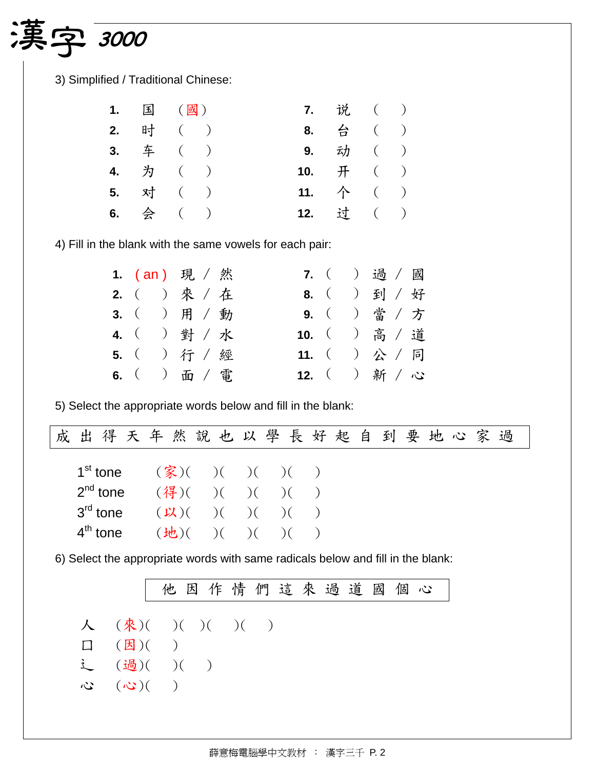# 漢字 3000

3) Simplified / Traditional Chinese:

| | | | | | |
|---|---|---|---|---|---|
| **1.** | 国 | （國） | **7.** | 说 | （　） |
| **2.** | 时 | （　） | **8.** | 台 | （　） |
| **3.** | 车 | （　） | **9.** | 动 | （　） |
| **4.** | 为 | （　） | **10.** | 开 | （　） |
| **5.** | 对 | （　） | **11.** | 个 | （　） |
| **6.** | 会 | （　） | **12.** | 过 | （　） |

4) Fill in the blank with the same vowels for each pair:

| | | | | | |
|---|---|---|---|---|---|
| **1.** | ( an ) | 現 / 然 | **7.** | （　） | 過 / 國 |
| **2.** | （　） | 來 / 在 | **8.** | （　） | 到 / 好 |
| **3.** | （　） | 用 / 動 | **9.** | （　） | 當 / 方 |
| **4.** | （　） | 對 / 水 | **10.** | （　） | 高 / 道 |
| **5.** | （　） | 行 / 經 | **11.** | （　） | 公 / 同 |
| **6.** | （　） | 面 / 電 | **12.** | （　） | 新 / 心 |

5) Select the appropriate words below and fill in the blank:

成 出 得 天 年 然 說 也 以 學 長 好 起 自 到 要 地 心 家 過

1st tone　（家）（　）（　）（　）（　）

2nd tone　（得）（　）（　）（　）（　）

3rd tone　（以）（　）（　）（　）（　）

4th tone　（地）（　）（　）（　）（　）

6) Select the appropriate words with same radicals below and fill in the blank:

他 因 作 情 們 這 來 過 道 國 個 心

人　（來）（　）（　）（　）（　）

口　（因）（　）

辶　（過）（　）（　）

心　（心）（　）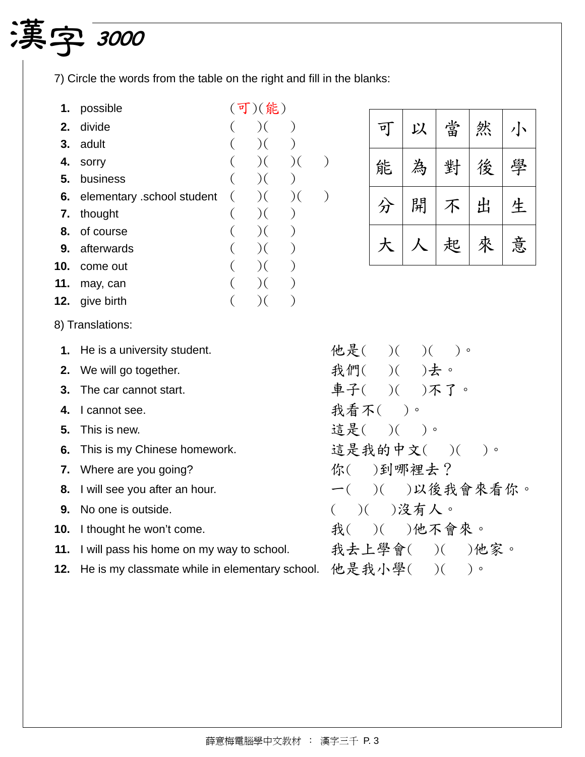7) Circle the words from the table on the right and fill in the blanks:

1. possible (可)(能)
2. divide (　)(　)
3. adult (　)(　)
4. sorry (　)(　)(　)
5. business (　)(　)
6. elementary .school student (　)(　)(　)
7. thought (　)(　)
8. of course (　)(　)
9. afterwards (　)(　)
10. come out (　)(　)
11. may, can (　)(　)
12. give birth (　)(　)

| 可 | 以 | 當 | 然 | 小 |
|---|---|---|---|---|
| 能 | 為 | 對 | 後 | 學 |
| 分 | 開 | 不 | 出 | 生 |
| 大 | 人 | 起 | 來 | 意 |

8) Translations:

1. He is a university student. 他是(　)(　)(　)。
2. We will go together. 我們(　)(　)去。
3. The car cannot start. 車子(　)(　)不了。
4. I cannot see. 我看不(　)。
5. This is new. 這是(　)(　)。
6. This is my Chinese homework. 這是我的中文(　)(　)。
7. Where are you going? 你(　)到哪裡去？
8. I will see you after an hour. 一(　)(　)以後我會來看你。
9. No one is outside. (　)(　)沒有人。
10. I thought he won't come. 我(　)(　)他不會來。
11. I will pass his home on my way to school. 我去上學會(　)(　)他家。
12. He is my classmate while in elementary school. 他是我小學(　)(　)。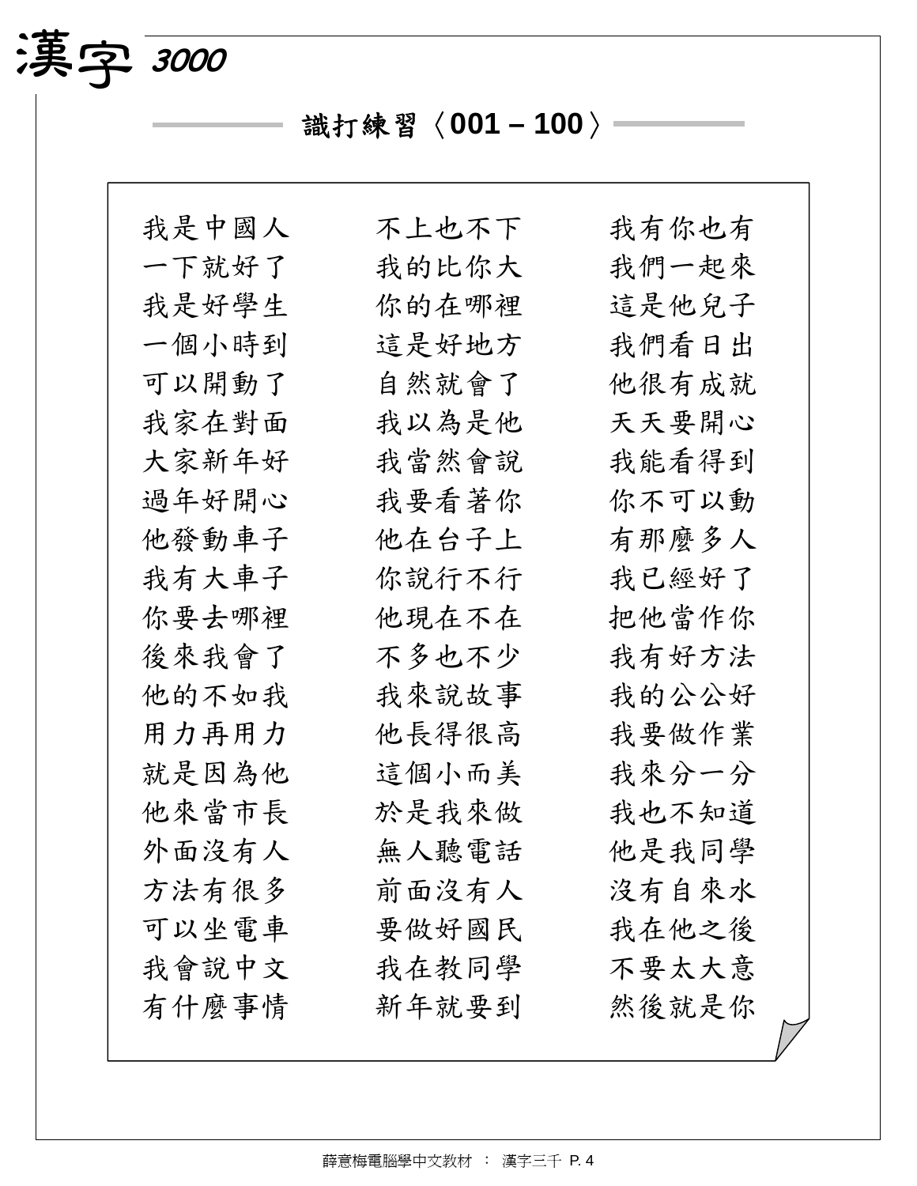# 漢字 3000

## 識打練習〈001 – 100〉

| | | |
|---|---|---|
| 我是中國人 | 不上也不下 | 我有你也有 |
| 一下就好了 | 我的比你大 | 我們一起來 |
| 我是好學生 | 你的在哪裡 | 這是他兒子 |
| 一個小時到 | 這是好地方 | 我們看日出 |
| 可以開動了 | 自然就會了 | 他很有成就 |
| 我家在對面 | 我以為是他 | 天天要開心 |
| 大家新年好 | 我當然會說 | 我能看得到 |
| 過年好開心 | 我要看著你 | 你不可以動 |
| 他發動車子 | 他在台子上 | 有那麼多人 |
| 我有大車子 | 你說行不行 | 我已經好了 |
| 你要去哪裡 | 他現在不在 | 把他當作你 |
| 後來我會了 | 不多也不少 | 我有好方法 |
| 他的不如我 | 我來說故事 | 我的公公好 |
| 用力再用力 | 他長得很高 | 我要做作業 |
| 就是因為他 | 這個小而美 | 我來分一分 |
| 他來當市長 | 於是我來做 | 我也不知道 |
| 外面沒有人 | 無人聽電話 | 他是我同學 |
| 方法有很多 | 前面沒有人 | 沒有自來水 |
| 可以坐電車 | 要做好國民 | 我在他之後 |
| 我會說中文 | 我在教同學 | 不要太大意 |
| 有什麼事情 | 新年就要到 | 然後就是你 |